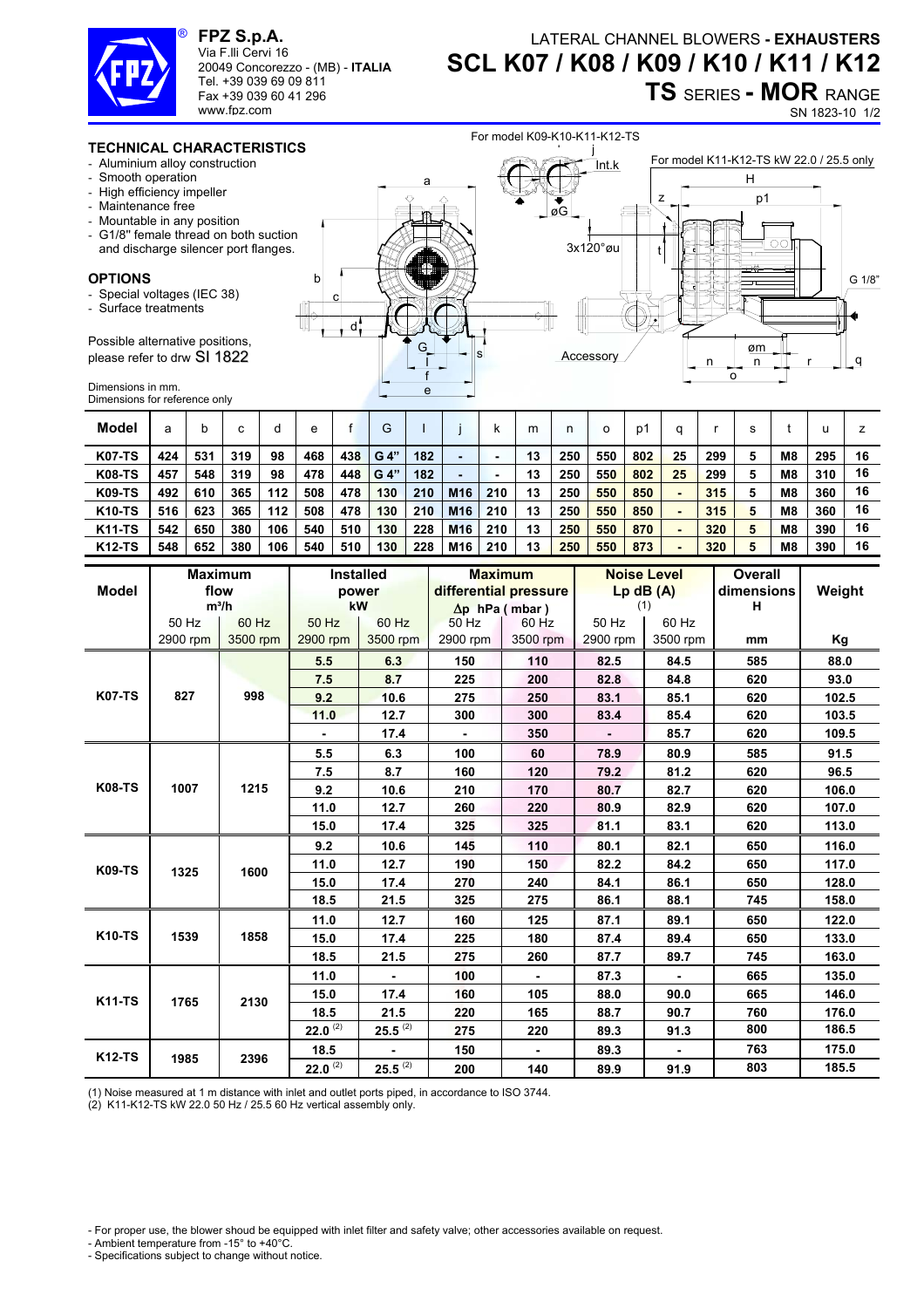**FPZ S.p.A.**
Via F.lli Cervi 16
20049 Concorezzo - (MB) - **ITALIA**
Tel. +39 039 69 09 811
Fax +39 039 60 41 296
www.fpz.com

LATERAL CHANNEL BLOWERS - **EXHAUSTERS**

# SCL K07 / K08 / K09 / K10 / K11 / K12

## TS SERIES - MOR RANGE

SN 1823-10 1/2

### TECHNICAL CHARACTERISTICS

- Aluminium alloy construction
- Smooth operation
- High efficiency impeller
- Maintenance free
- Mountable in any position
- G1/8" female thread on both suction and discharge silencer port flanges.

### OPTIONS

- Special voltages (IEC 38)
- Surface treatments

Possible alternative positions, please refer to drw SI 1822

Dimensions in mm.
Dimensions for reference only

For model K09-K10-K11-K12-TS

For model K11-K12-TS kW 22.0 / 25.5 only

| Model | a | b | c | d | e | f | G | I | j | k | m | n | o | p1 | q | r | s | t | u | z |
|---|---|---|---|---|---|---|---|---|---|---|---|---|---|---|---|---|---|---|---|---|
| K07-TS | 424 | 531 | 319 | 98 | 468 | 438 | G 4" | 182 | - | - | 13 | 250 | 550 | 802 | 25 | 299 | 5 | M8 | 295 | 16 |
| K08-TS | 457 | 548 | 319 | 98 | 478 | 448 | G 4" | 182 | - | - | 13 | 250 | 550 | 802 | 25 | 299 | 5 | M8 | 310 | 16 |
| K09-TS | 492 | 610 | 365 | 112 | 508 | 478 | 130 | 210 | M16 | 210 | 13 | 250 | 550 | 850 | - | 315 | 5 | M8 | 360 | 16 |
| K10-TS | 516 | 623 | 365 | 112 | 508 | 478 | 130 | 210 | M16 | 210 | 13 | 250 | 550 | 850 | - | 315 | 5 | M8 | 360 | 16 |
| K11-TS | 542 | 650 | 380 | 106 | 540 | 510 | 130 | 228 | M16 | 210 | 13 | 250 | 550 | 870 | - | 320 | 5 | M8 | 390 | 16 |
| K12-TS | 548 | 652 | 380 | 106 | 540 | 510 | 130 | 228 | M16 | 210 | 13 | 250 | 550 | 873 | - | 320 | 5 | M8 | 390 | 16 |

| Model | Maximum flow m³/h | | Installed power kW | | Maximum differential pressure Δp hPa (mbar) | | Noise Level Lp dB (A) (1) | | Overall dimensions H | Weight |
|---|---|---|---|---|---|---|---|---|---|---|
| | 50 Hz 2900 rpm | 60 Hz 3500 rpm | 50 Hz 2900 rpm | 60 Hz 3500 rpm | 50 Hz 2900 rpm | 60 Hz 3500 rpm | 50 Hz 2900 rpm | 60 Hz 3500 rpm | mm | Kg |
| K07-TS | 827 | 998 | 5.5 | 6.3 | 150 | 110 | 82.5 | 84.5 | 585 | 88.0 |
| | | | 7.5 | 8.7 | 225 | 200 | 82.8 | 84.8 | 620 | 93.0 |
| | | | 9.2 | 10.6 | 275 | 250 | 83.1 | 85.1 | 620 | 102.5 |
| | | | 11.0 | 12.7 | 300 | 300 | 83.4 | 85.4 | 620 | 103.5 |
| | | | - | 17.4 | - | 350 | - | 85.7 | 620 | 109.5 |
| K08-TS | 1007 | 1215 | 5.5 | 6.3 | 100 | 60 | 78.9 | 80.9 | 585 | 91.5 |
| | | | 7.5 | 8.7 | 160 | 120 | 79.2 | 81.2 | 620 | 96.5 |
| | | | 9.2 | 10.6 | 210 | 170 | 80.7 | 82.7 | 620 | 106.0 |
| | | | 11.0 | 12.7 | 260 | 220 | 80.9 | 82.9 | 620 | 107.0 |
| | | | 15.0 | 17.4 | 325 | 325 | 81.1 | 83.1 | 620 | 113.0 |
| K09-TS | 1325 | 1600 | 9.2 | 10.6 | 145 | 110 | 80.1 | 82.1 | 650 | 116.0 |
| | | | 11.0 | 12.7 | 190 | 150 | 82.2 | 84.2 | 650 | 117.0 |
| | | | 15.0 | 17.4 | 270 | 240 | 84.1 | 86.1 | 650 | 128.0 |
| | | | 18.5 | 21.5 | 325 | 275 | 86.1 | 88.1 | 745 | 158.0 |
| K10-TS | 1539 | 1858 | 11.0 | 12.7 | 160 | 125 | 87.1 | 89.1 | 650 | 122.0 |
| | | | 15.0 | 17.4 | 225 | 180 | 87.4 | 89.4 | 650 | 133.0 |
| | | | 18.5 | 21.5 | 275 | 260 | 87.7 | 89.7 | 745 | 163.0 |
| K11-TS | 1765 | 2130 | 11.0 | - | 100 | - | 87.3 | - | 665 | 135.0 |
| | | | 15.0 | 17.4 | 160 | 105 | 88.0 | 90.0 | 665 | 146.0 |
| | | | 18.5 | 21.5 | 220 | 165 | 88.7 | 90.7 | 760 | 176.0 |
| | | | 22.0 (2) | 25.5 (2) | 275 | 220 | 89.3 | 91.3 | 800 | 186.5 |
| K12-TS | 1985 | 2396 | 18.5 | - | 150 | - | 89.3 | - | 763 | 175.0 |
| | | | 22.0 (2) | 25.5 (2) | 200 | 140 | 89.9 | 91.9 | 803 | 185.5 |

(1) Noise measured at 1 m distance with inlet and outlet ports piped, in accordance to ISO 3744.
(2) K11-K12-TS kW 22.0 50 Hz / 25.5 60 Hz vertical assembly only.

- For proper use, the blower shoud be equipped with inlet filter and safety valve; other accessories available on request.
- Ambient temperature from -15° to +40°C.
- Specifications subject to change without notice.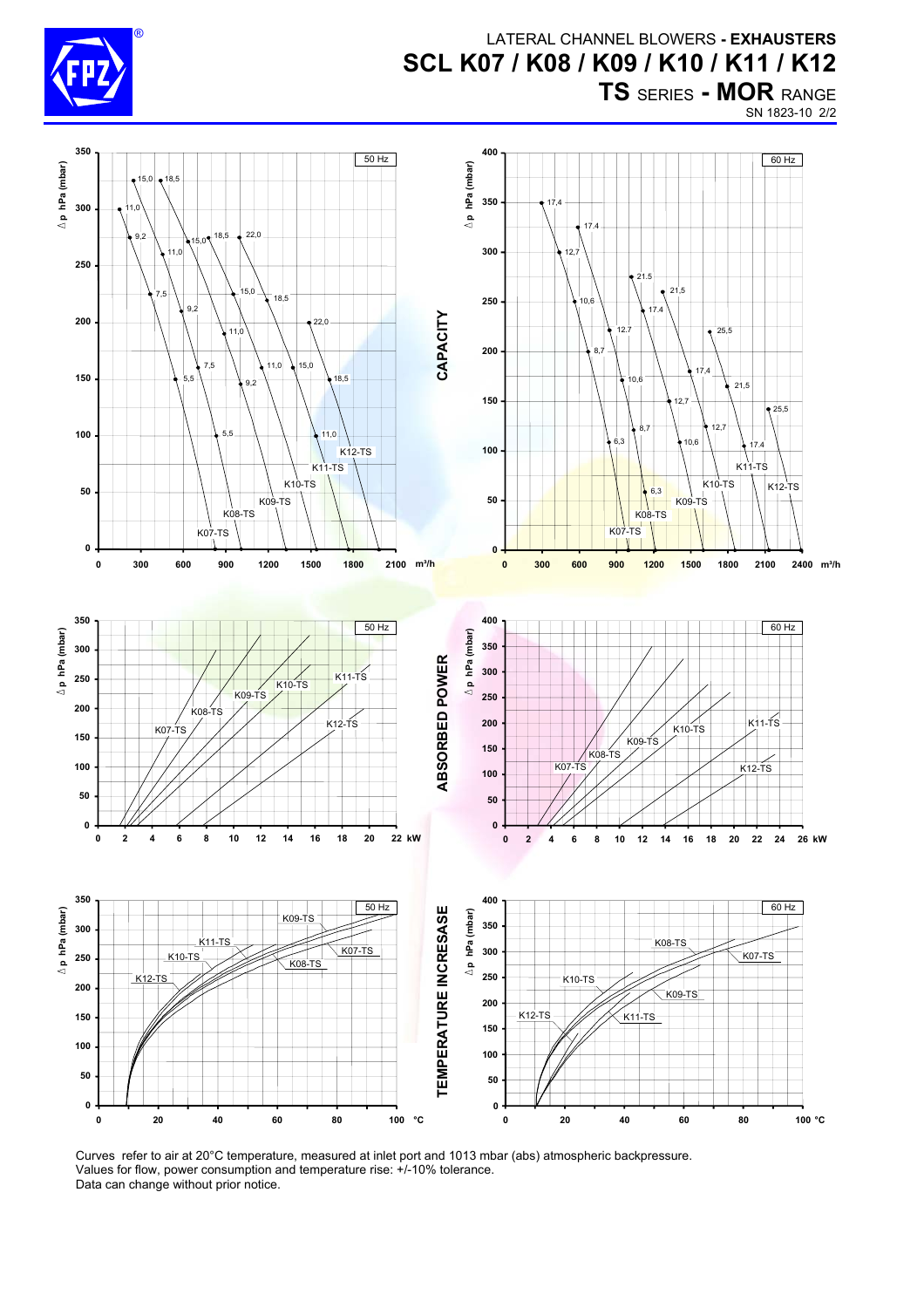# LATERAL CHANNEL BLOWERS - EXHAUSTERS

# SCL K07 / K08 / K09 / K10 / K11 / K12

## TS SERIES - MOR RANGE

SN 1823-10 2/2

### CAPACITY

50 Hz

Δ p hPa (mbar)

350, 300, 250, 200, 150, 100, 50, 0

0, 300, 600, 900, 1200, 1500, 1800, 2100 m³/h

15,0 18,5 11,0 9,2 15,0 18,5 22,0 11,0 7,5 9,2 15,0 18,5 11,0 22,0 7,5 5,5 11,0 15,0 9,2 18,5 5,5 11,0

K07-TS K08-TS K09-TS K10-TS K11-TS K12-TS

60 Hz

Δ p hPa (mbar)

400, 350, 300, 250, 200, 150, 100, 50, 0

0, 300, 600, 900, 1200, 1500, 1800, 2100, 2400 m³/h

17,4 17,4 12,7 21,5 21,5 10,6 17,4 12,7 25,5 8,7 17,4 10,6 21,5 12,7 25,5 8,7 12,7 6,3 10,6 17,4 6,3

K07-TS K08-TS K09-TS K10-TS K11-TS K12-TS

### ABSORBED POWER

50 Hz

Δ p hPa (mbar)

350, 300, 250, 200, 150, 100, 50, 0

0, 2, 4, 6, 8, 10, 12, 14, 16, 18, 20, 22 kW

K07-TS K08-TS K09-TS K10-TS K11-TS K12-TS

60 Hz

Δ p hPa (mbar)

400, 350, 300, 250, 200, 150, 100, 50, 0

0, 2, 4, 6, 8, 10, 12, 14, 16, 18, 20, 22, 24, 26 kW

K07-TS K08-TS K09-TS K10-TS K11-TS K12-TS

### TEMPERATURE INCREASE

50 Hz

Δ p hPa (mbar)

350, 300, 250, 200, 150, 100, 50, 0

0, 20, 40, 60, 80, 100 °C

K09-TS K11-TS K10-TS K07-TS K08-TS K12-TS

60 Hz

Δ p hPa (mbar)

400, 350, 300, 250, 200, 150, 100, 50, 0

0, 20, 40, 60, 80, 100 °C

K08-TS K07-TS K10-TS K09-TS K12-TS K11-TS

Curves refer to air at 20°C temperature, measured at inlet port and 1013 mbar (abs) atmospheric backpressure.
Values for flow, power consumption and temperature rise: +/-10% tolerance.
Data can change without prior notice.